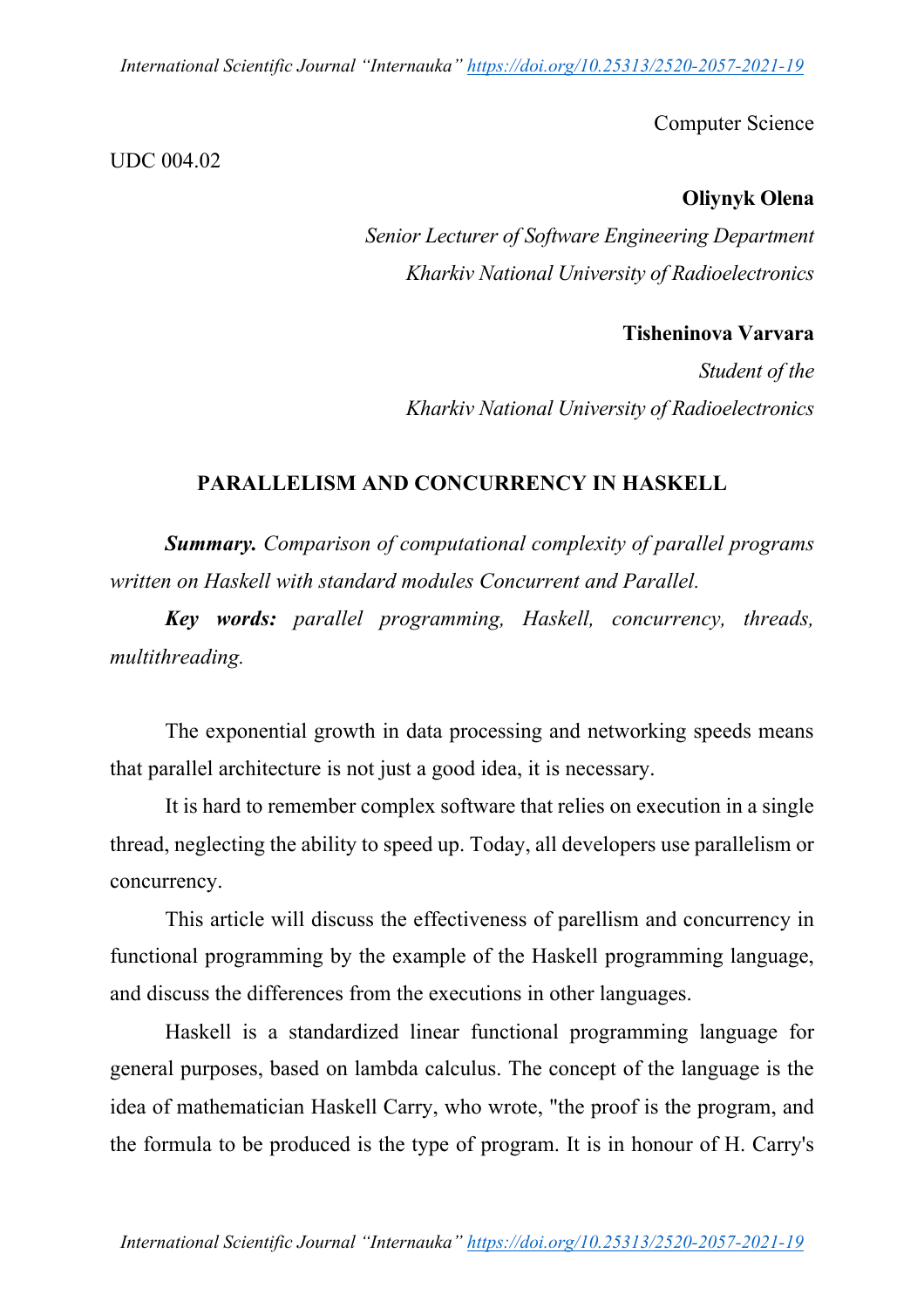Computer Science

UDC 004.02

**Oliynyk Olena**

*Senior Lecturer of Software Engineering Department*
*Kharkiv National University of Radioelectronics*

**Tisheninova Varvara**

*Student of the*
*Kharkiv National University of Radioelectronics*

# PARALLELISM AND CONCURRENCY IN HASKELL

***Summary.*** *Comparison of computational complexity of parallel programs written on Haskell with standard modules Concurrent and Parallel.*

***Key words:*** *parallel programming, Haskell, concurrency, threads, multithreading.*

The exponential growth in data processing and networking speeds means that parallel architecture is not just a good idea, it is necessary.

It is hard to remember complex software that relies on execution in a single thread, neglecting the ability to speed up. Today, all developers use parallelism or concurrency.

This article will discuss the effectiveness of parellism and concurrency in functional programming by the example of the Haskell programming language, and discuss the differences from the executions in other languages.

Haskell is a standardized linear functional programming language for general purposes, based on lambda calculus. The concept of the language is the idea of mathematician Haskell Carry, who wrote, "the proof is the program, and the formula to be produced is the type of program. It is in honour of H. Carry's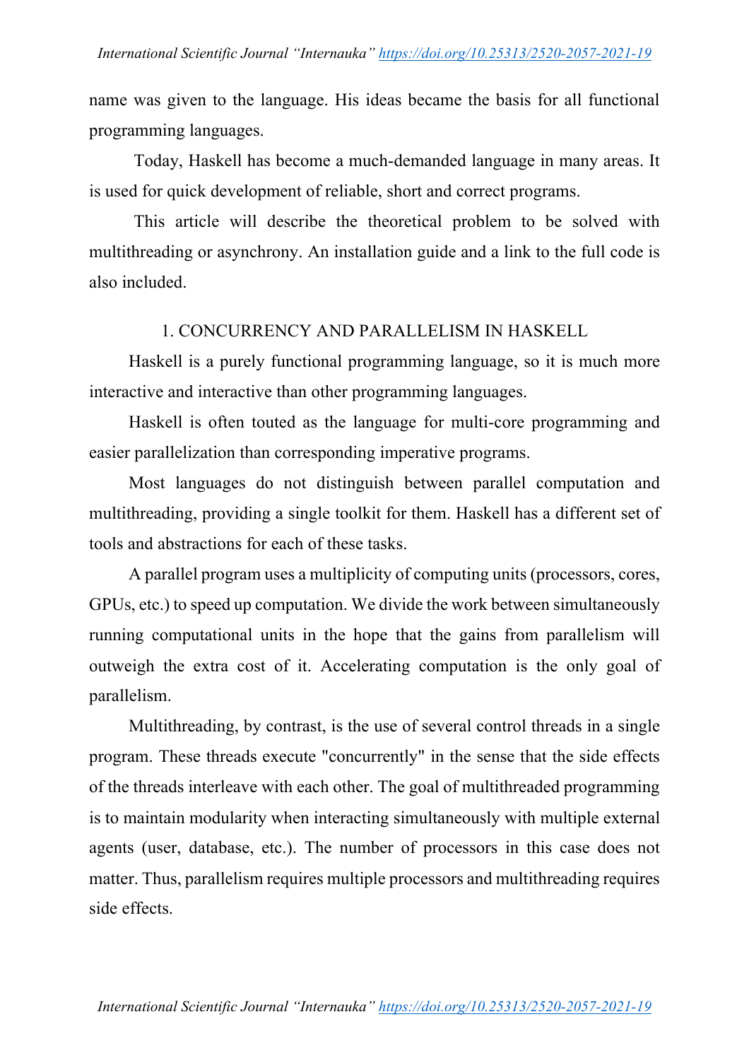name was given to the language. His ideas became the basis for all functional programming languages.

Today, Haskell has become a much-demanded language in many areas. It is used for quick development of reliable, short and correct programs.

This article will describe the theoretical problem to be solved with multithreading or asynchrony. An installation guide and a link to the full code is also included.

## 1. CONCURRENCY AND PARALLELISM IN HASKELL

Haskell is a purely functional programming language, so it is much more interactive and interactive than other programming languages.

Haskell is often touted as the language for multi-core programming and easier parallelization than corresponding imperative programs.

Most languages do not distinguish between parallel computation and multithreading, providing a single toolkit for them. Haskell has a different set of tools and abstractions for each of these tasks.

A parallel program uses a multiplicity of computing units (processors, cores, GPUs, etc.) to speed up computation. We divide the work between simultaneously running computational units in the hope that the gains from parallelism will outweigh the extra cost of it. Accelerating computation is the only goal of parallelism.

Multithreading, by contrast, is the use of several control threads in a single program. These threads execute "concurrently" in the sense that the side effects of the threads interleave with each other. The goal of multithreaded programming is to maintain modularity when interacting simultaneously with multiple external agents (user, database, etc.). The number of processors in this case does not matter. Thus, parallelism requires multiple processors and multithreading requires side effects.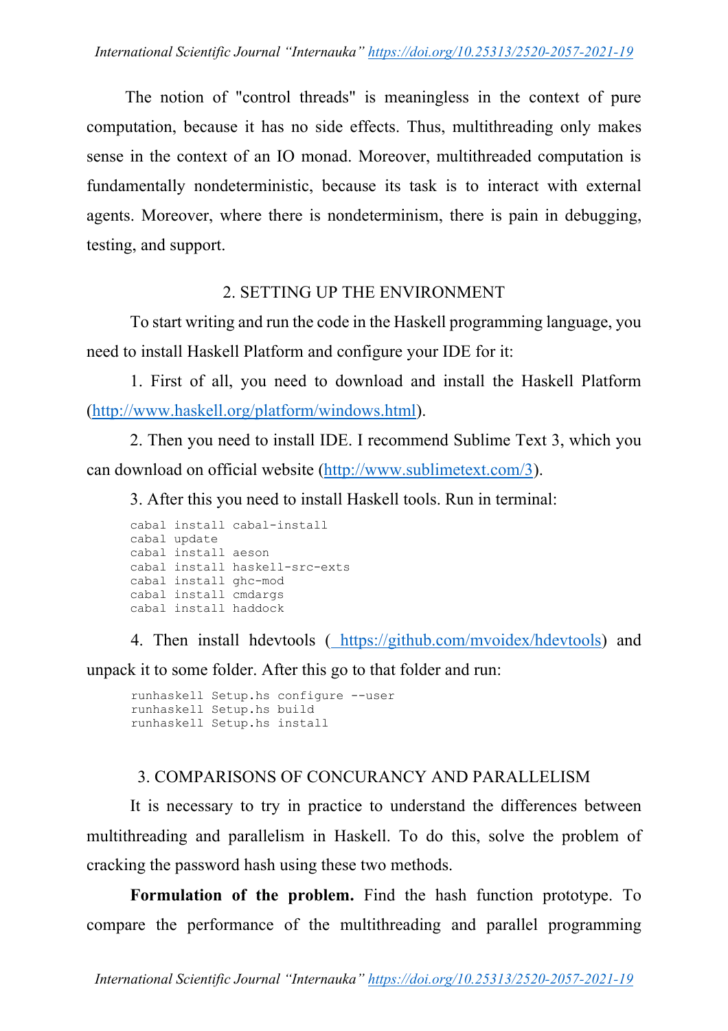The notion of "control threads" is meaningless in the context of pure computation, because it has no side effects. Thus, multithreading only makes sense in the context of an IO monad. Moreover, multithreaded computation is fundamentally nondeterministic, because its task is to interact with external agents. Moreover, where there is nondeterminism, there is pain in debugging, testing, and support.

## 2. SETTING UP THE ENVIRONMENT

To start writing and run the code in the Haskell programming language, you need to install Haskell Platform and configure your IDE for it:

1. First of all, you need to download and install the Haskell Platform (http://www.haskell.org/platform/windows.html).

2. Then you need to install IDE. I recommend Sublime Text 3, which you can download on official website (http://www.sublimetext.com/3).

3. After this you need to install Haskell tools. Run in terminal:

```
cabal install cabal-install
cabal update
cabal install aeson
cabal install haskell-src-exts
cabal install ghc-mod
cabal install cmdargs
cabal install haddock
```

4. Then install hdevtools ( https://github.com/mvoidex/hdevtools) and unpack it to some folder. After this go to that folder and run:

```
runhaskell Setup.hs configure --user
runhaskell Setup.hs build
runhaskell Setup.hs install
```

## 3. COMPARISONS OF CONCURANCY AND PARALLELISM

It is necessary to try in practice to understand the differences between multithreading and parallelism in Haskell. To do this, solve the problem of cracking the password hash using these two methods.

**Formulation of the problem.** Find the hash function prototype. To compare the performance of the multithreading and parallel programming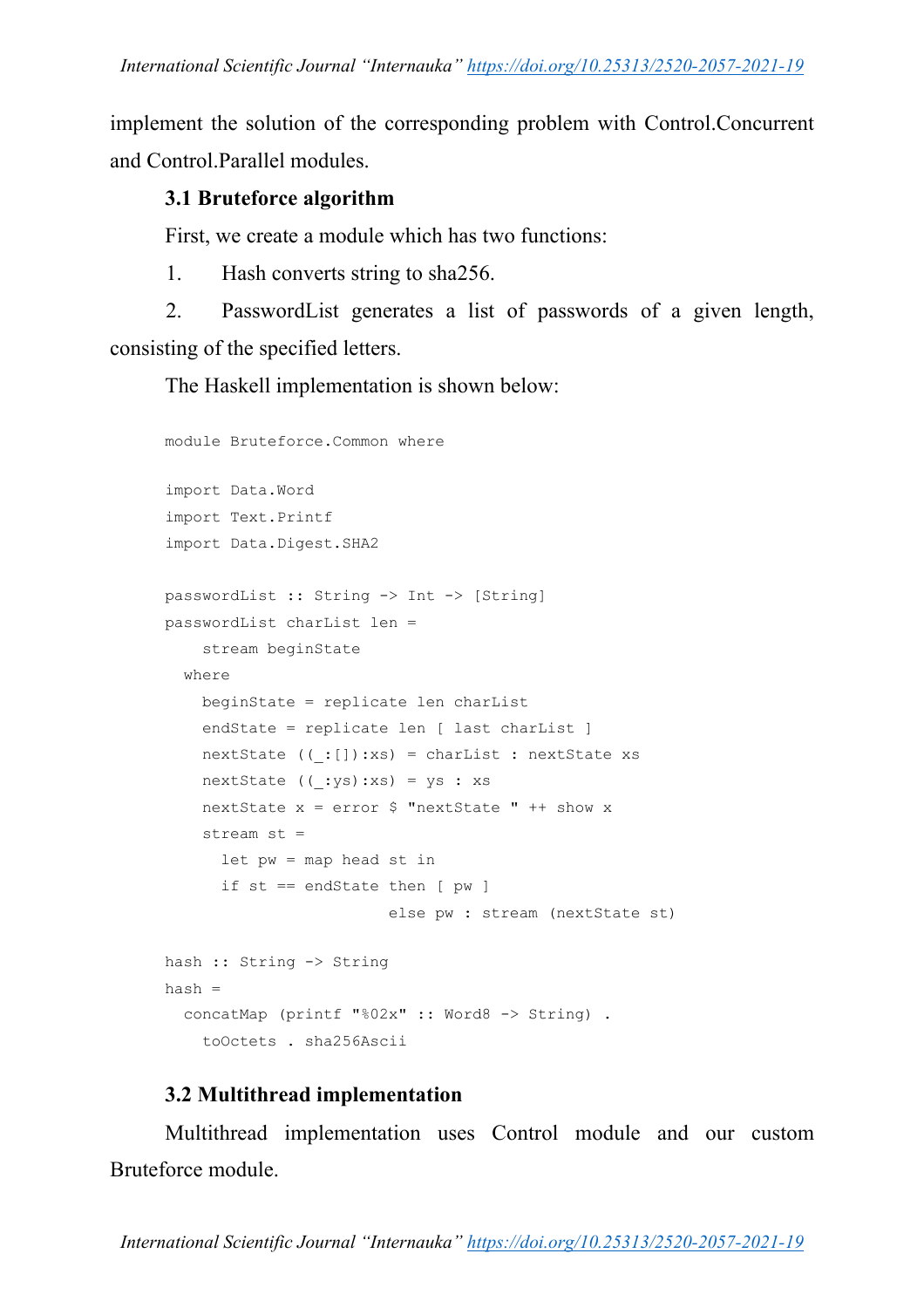implement the solution of the corresponding problem with Control.Concurrent and Control.Parallel modules.

### 3.1 Bruteforce algorithm

First, we create a module which has two functions:

1. Hash converts string to sha256.
2. PasswordList generates a list of passwords of a given length, consisting of the specified letters.

The Haskell implementation is shown below:

```
module Bruteforce.Common where

import Data.Word
import Text.Printf
import Data.Digest.SHA2

passwordList :: String -> Int -> [String]
passwordList charList len =
    stream beginState
  where
    beginState = replicate len charList
    endState = replicate len [ last charList ]
    nextState ((_:[]):xs) = charList : nextState xs
    nextState ((_:ys):xs) = ys : xs
    nextState x = error $ "nextState " ++ show x
    stream st =
      let pw = map head st in
      if st == endState then [ pw ]
                        else pw : stream (nextState st)

hash :: String -> String
hash =
  concatMap (printf "%02x" :: Word8 -> String) .
    toOctets . sha256Ascii
```

### 3.2 Multithread implementation

Multithread implementation uses Control module and our custom Bruteforce module.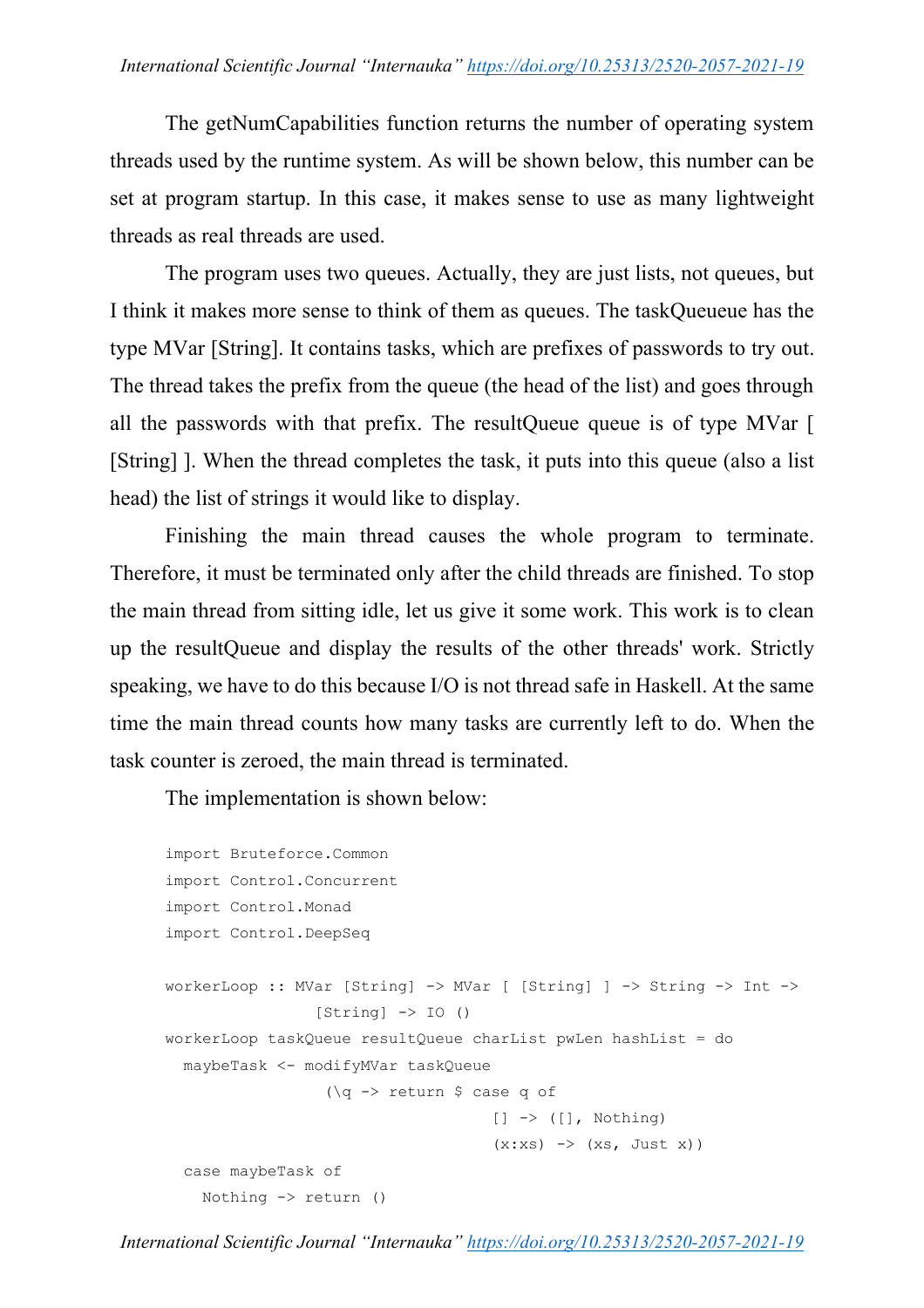The getNumCapabilities function returns the number of operating system threads used by the runtime system. As will be shown below, this number can be set at program startup. In this case, it makes sense to use as many lightweight threads as real threads are used.

The program uses two queues. Actually, they are just lists, not queues, but I think it makes more sense to think of them as queues. The taskQueueue has the type MVar [String]. It contains tasks, which are prefixes of passwords to try out. The thread takes the prefix from the queue (the head of the list) and goes through all the passwords with that prefix. The resultQueue queue is of type MVar [ [String] ]. When the thread completes the task, it puts into this queue (also a list head) the list of strings it would like to display.

Finishing the main thread causes the whole program to terminate. Therefore, it must be terminated only after the child threads are finished. To stop the main thread from sitting idle, let us give it some work. This work is to clean up the resultQueue and display the results of the other threads' work. Strictly speaking, we have to do this because I/O is not thread safe in Haskell. At the same time the main thread counts how many tasks are currently left to do. When the task counter is zeroed, the main thread is terminated.

The implementation is shown below:

```
import Bruteforce.Common
import Control.Concurrent
import Control.Monad
import Control.DeepSeq

workerLoop :: MVar [String] -> MVar [ [String] ] -> String -> Int ->
                [String] -> IO ()
workerLoop taskQueue resultQueue charList pwLen hashList = do
  maybeTask <- modifyMVar taskQueue
                (\q -> return $ case q of
                                  [] -> ([], Nothing)
                                  (x:xs) -> (xs, Just x))
  case maybeTask of
    Nothing -> return ()
```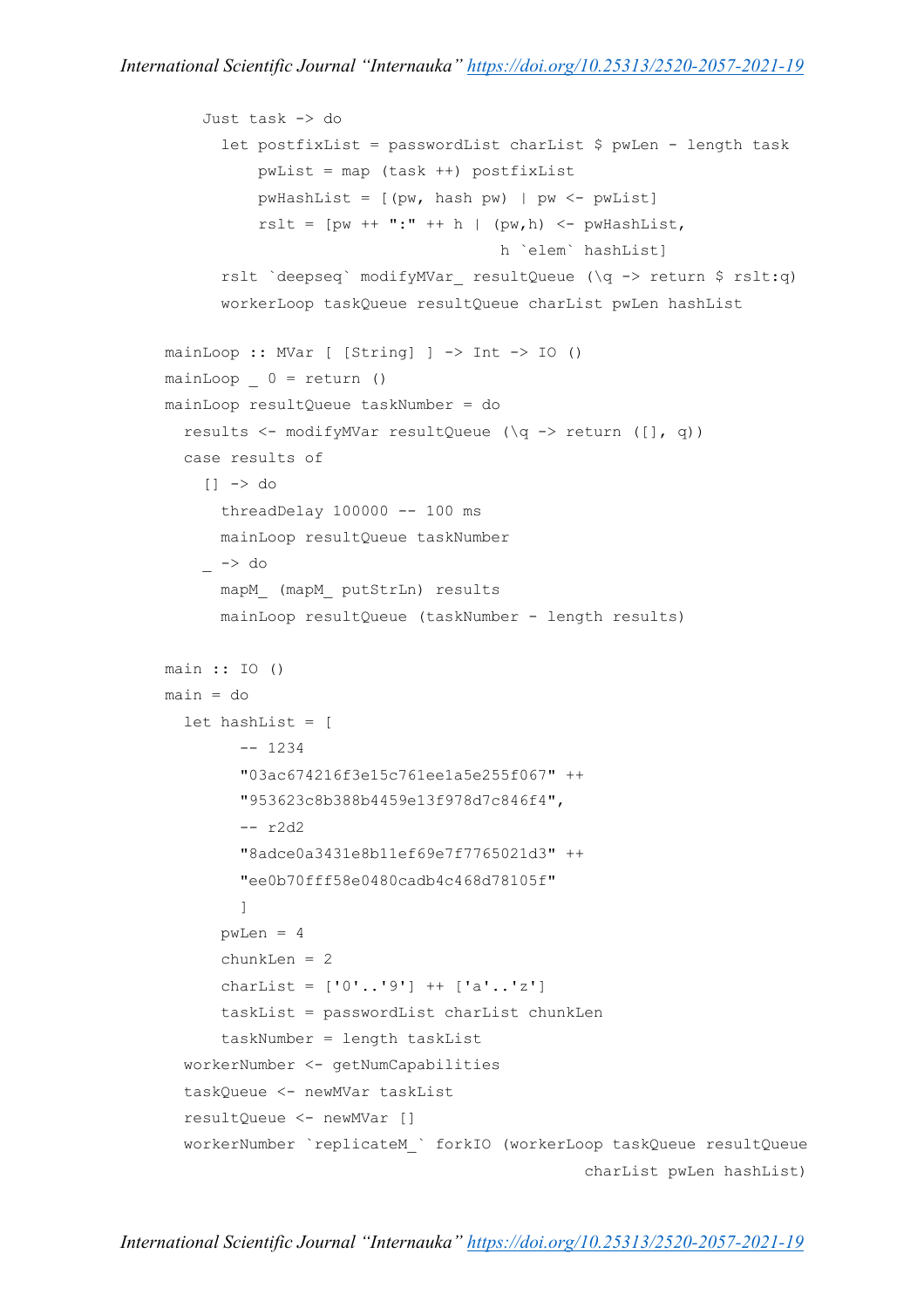```
    Just task -> do
      let postfixList = passwordList charList $ pwLen - length task
          pwList = map (task ++) postfixList
          pwHashList = [(pw, hash pw) | pw <- pwList]
          rslt = [pw ++ ":" ++ h | (pw,h) <- pwHashList,
                                    h `elem` hashList]
      rslt `deepseq` modifyMVar_ resultQueue (\q -> return $ rslt:q)
      workerLoop taskQueue resultQueue charList pwLen hashList

mainLoop :: MVar [ [String] ] -> Int -> IO ()
mainLoop _ 0 = return ()
mainLoop resultQueue taskNumber = do
  results <- modifyMVar resultQueue (\q -> return ([], q))
  case results of
    [] -> do
      threadDelay 100000 -- 100 ms
      mainLoop resultQueue taskNumber
    _ -> do
      mapM_ (mapM_ putStrLn) results
      mainLoop resultQueue (taskNumber - length results)

main :: IO ()
main = do
  let hashList = [
        -- 1234
        "03ac674216f3e15c761ee1a5e255f067" ++
        "953623c8b388b4459e13f978d7c846f4",
        -- r2d2
        "8adce0a3431e8b11ef69e7f7765021d3" ++
        "ee0b70fff58e0480cadb4c468d78105f"
        ]
      pwLen = 4
      chunkLen = 2
      charList = ['0'..'9'] ++ ['a'..'z']
      taskList = passwordList charList chunkLen
      taskNumber = length taskList
  workerNumber <- getNumCapabilities
  taskQueue <- newMVar taskList
  resultQueue <- newMVar []
  workerNumber `replicateM_` forkIO (workerLoop taskQueue resultQueue
                                         charList pwLen hashList)
```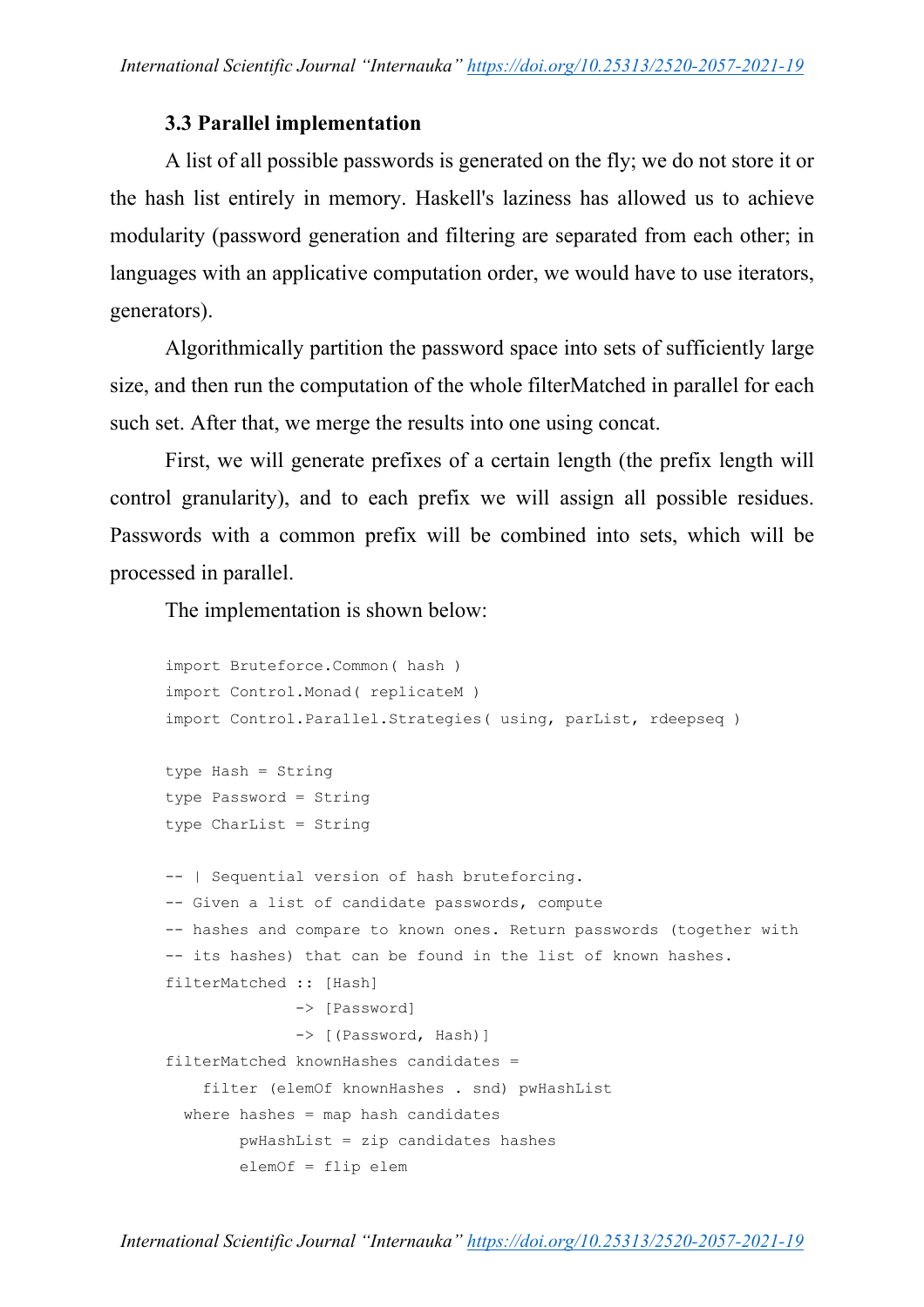### 3.3 Parallel implementation

A list of all possible passwords is generated on the fly; we do not store it or the hash list entirely in memory. Haskell's laziness has allowed us to achieve modularity (password generation and filtering are separated from each other; in languages with an applicative computation order, we would have to use iterators, generators).

Algorithmically partition the password space into sets of sufficiently large size, and then run the computation of the whole filterMatched in parallel for each such set. After that, we merge the results into one using concat.

First, we will generate prefixes of a certain length (the prefix length will control granularity), and to each prefix we will assign all possible residues. Passwords with a common prefix will be combined into sets, which will be processed in parallel.

The implementation is shown below:

```
import Bruteforce.Common( hash )
import Control.Monad( replicateM )
import Control.Parallel.Strategies( using, parList, rdeepseq )

type Hash = String
type Password = String
type CharList = String

-- | Sequential version of hash bruteforcing.
-- Given a list of candidate passwords, compute
-- hashes and compare to known ones. Return passwords (together with
-- its hashes) that can be found in the list of known hashes.
filterMatched :: [Hash]
              -> [Password]
              -> [(Password, Hash)]
filterMatched knownHashes candidates =
    filter (elemOf knownHashes . snd) pwHashList
  where hashes = map hash candidates
        pwHashList = zip candidates hashes
        elemOf = flip elem
```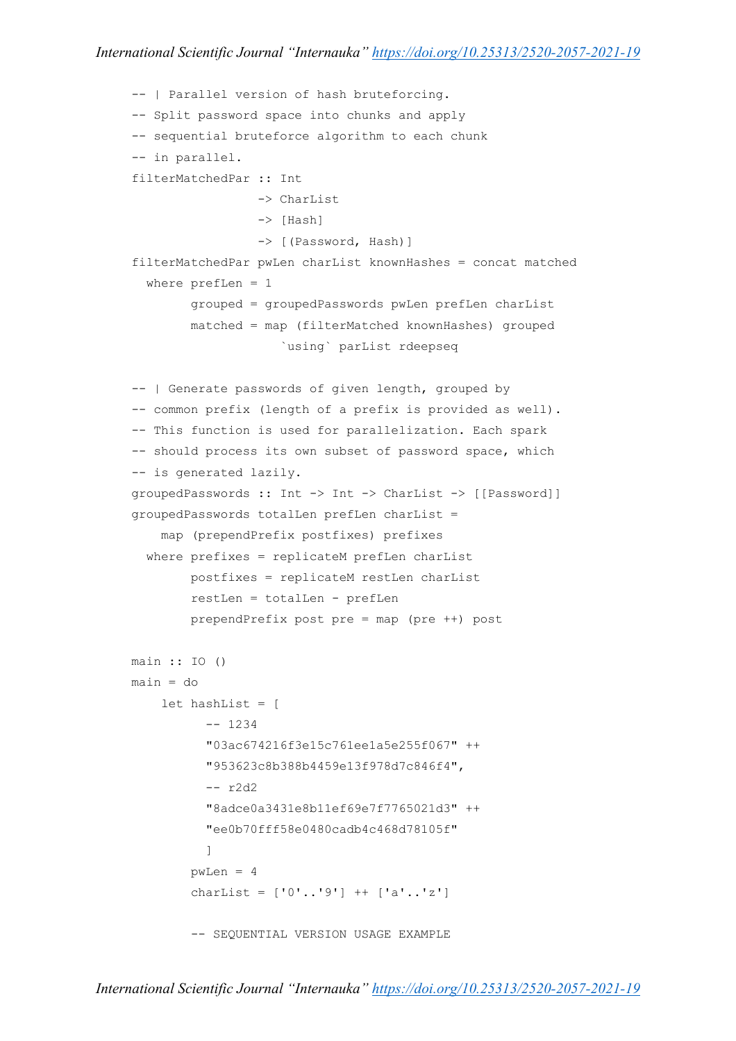```haskell
-- | Parallel version of hash bruteforcing.
-- Split password space into chunks and apply
-- sequential bruteforce algorithm to each chunk
-- in parallel.
filterMatchedPar :: Int
                 -> CharList
                 -> [Hash]
                 -> [(Password, Hash)]
filterMatchedPar pwLen charList knownHashes = concat matched
  where prefLen = 1
        grouped = groupedPasswords pwLen prefLen charList
        matched = map (filterMatched knownHashes) grouped
                    `using` parList rdeepseq

-- | Generate passwords of given length, grouped by
-- common prefix (length of a prefix is provided as well).
-- This function is used for parallelization. Each spark
-- should process its own subset of password space, which
-- is generated lazily.
groupedPasswords :: Int -> Int -> CharList -> [[Password]]
groupedPasswords totalLen prefLen charList =
    map (prependPrefix postfixes) prefixes
  where prefixes = replicateM prefLen charList
        postfixes = replicateM restLen charList
        restLen = totalLen - prefLen
        prependPrefix post pre = map (pre ++) post

main :: IO ()
main = do
    let hashList = [
          -- 1234
          "03ac674216f3e15c761ee1a5e255f067" ++
          "953623c8b388b4459e13f978d7c846f4",
          -- r2d2
          "8adce0a3431e8b11ef69e7f7765021d3" ++
          "ee0b70fff58e0480cadb4c468d78105f"
          ]
        pwLen = 4
        charList = ['0'..'9'] ++ ['a'..'z']

        -- SEQUENTIAL VERSION USAGE EXAMPLE
```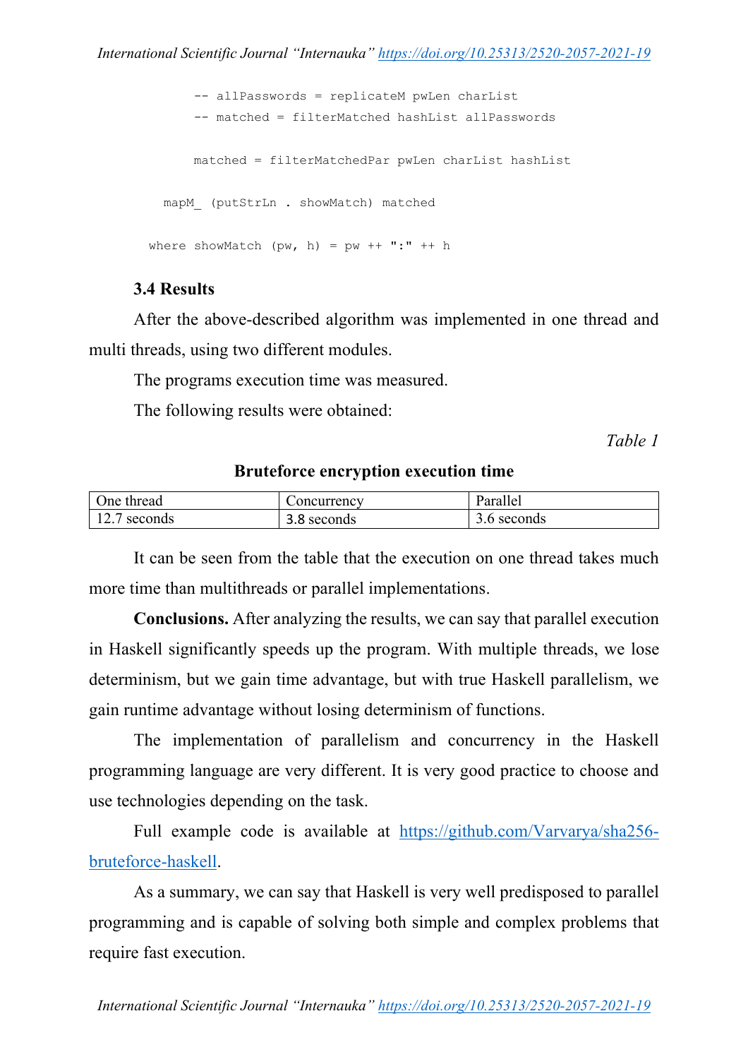```
    -- allPasswords = replicateM pwLen charList
    -- matched = filterMatched hashList allPasswords

    matched = filterMatchedPar pwLen charList hashList

  mapM_ (putStrLn . showMatch) matched

 where showMatch (pw, h) = pw ++ ":" ++ h
```

### 3.4 Results

After the above-described algorithm was implemented in one thread and multi threads, using two different modules.

The programs execution time was measured.

The following results were obtained:

*Table 1*

**Bruteforce encryption execution time**

| One thread | Concurrency | Parallel |
|---|---|---|
| 12.7 seconds | 3.8 seconds | 3.6 seconds |

It can be seen from the table that the execution on one thread takes much more time than multithreads or parallel implementations.

**Conclusions.** After analyzing the results, we can say that parallel execution in Haskell significantly speeds up the program. With multiple threads, we lose determinism, but we gain time advantage, but with true Haskell parallelism, we gain runtime advantage without losing determinism of functions.

The implementation of parallelism and concurrency in the Haskell programming language are very different. It is very good practice to choose and use technologies depending on the task.

Full example code is available at https://github.com/Varvarya/sha256-bruteforce-haskell.

As a summary, we can say that Haskell is very well predisposed to parallel programming and is capable of solving both simple and complex problems that require fast execution.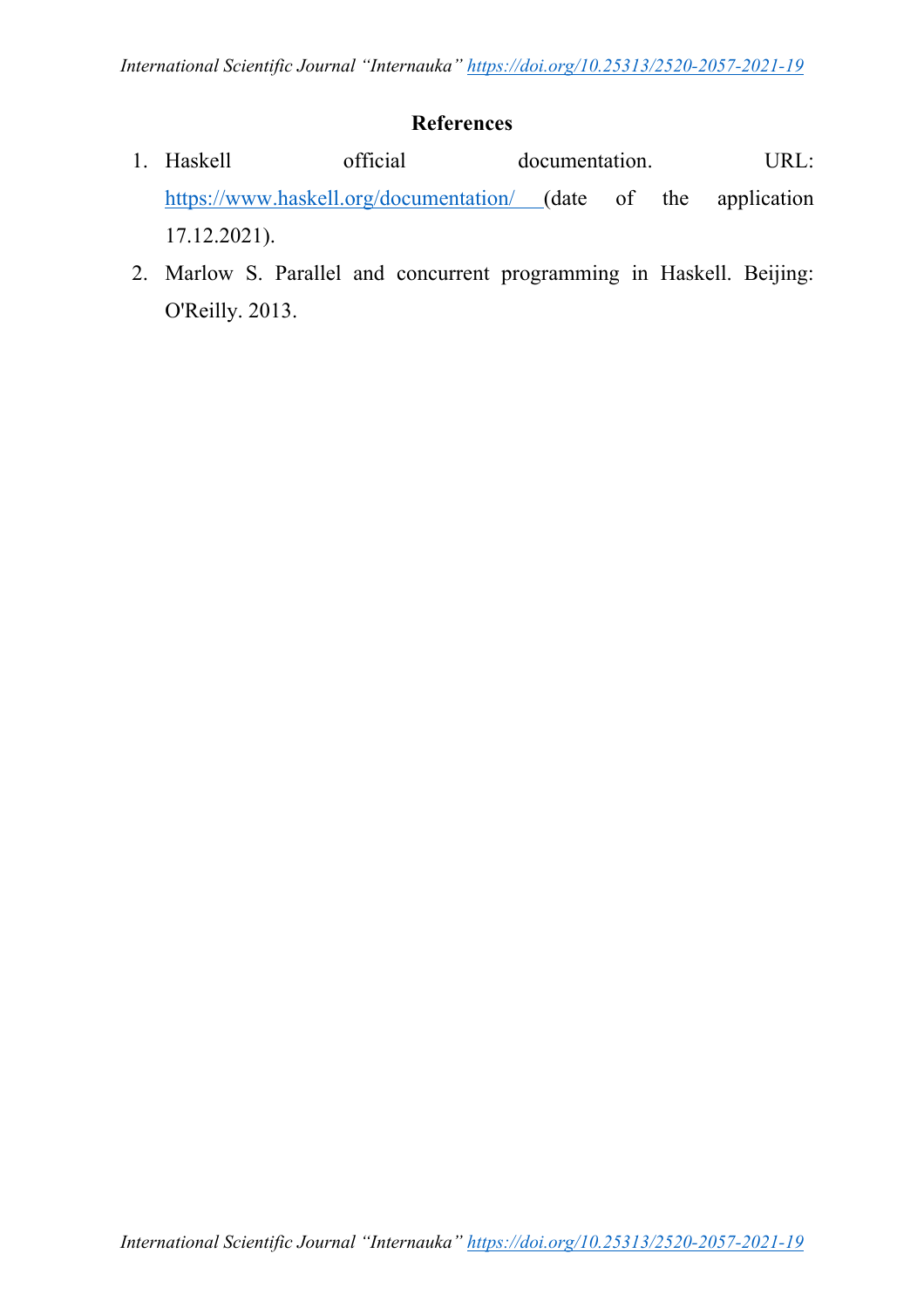## References

1. Haskell official documentation. URL: https://www.haskell.org/documentation/ (date of the application 17.12.2021).
2. Marlow S. Parallel and concurrent programming in Haskell. Beijing: O'Reilly. 2013.